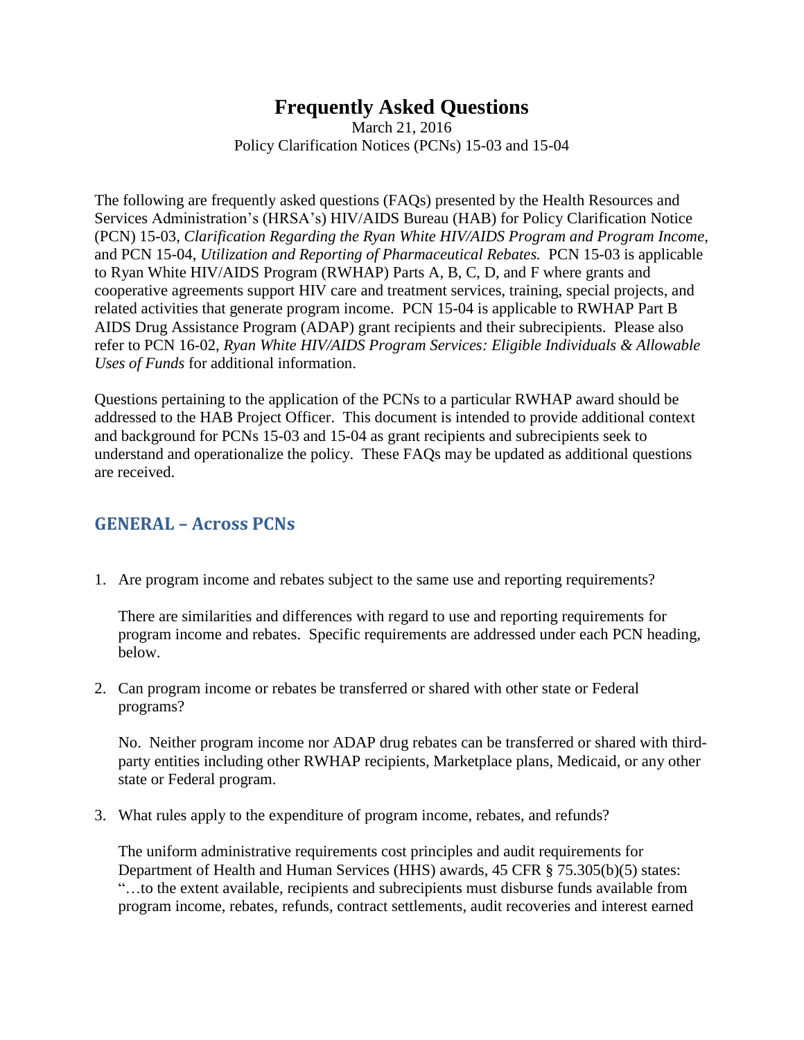# Frequently Asked Questions

March 21, 2016
Policy Clarification Notices (PCNs) 15-03 and 15-04

The following are frequently asked questions (FAQs) presented by the Health Resources and Services Administration's (HRSA's) HIV/AIDS Bureau (HAB) for Policy Clarification Notice (PCN) 15-03, *Clarification Regarding the Ryan White HIV/AIDS Program and Program Income*, and PCN 15-04, *Utilization and Reporting of Pharmaceutical Rebates.* PCN 15-03 is applicable to Ryan White HIV/AIDS Program (RWHAP) Parts A, B, C, D, and F where grants and cooperative agreements support HIV care and treatment services, training, special projects, and related activities that generate program income. PCN 15-04 is applicable to RWHAP Part B AIDS Drug Assistance Program (ADAP) grant recipients and their subrecipients. Please also refer to PCN 16-02, *Ryan White HIV/AIDS Program Services: Eligible Individuals & Allowable Uses of Funds* for additional information.

Questions pertaining to the application of the PCNs to a particular RWHAP award should be addressed to the HAB Project Officer. This document is intended to provide additional context and background for PCNs 15-03 and 15-04 as grant recipients and subrecipients seek to understand and operationalize the policy. These FAQs may be updated as additional questions are received.

## GENERAL – Across PCNs

1. Are program income and rebates subject to the same use and reporting requirements?

   There are similarities and differences with regard to use and reporting requirements for program income and rebates. Specific requirements are addressed under each PCN heading, below.

2. Can program income or rebates be transferred or shared with other state or Federal programs?

   No. Neither program income nor ADAP drug rebates can be transferred or shared with third-party entities including other RWHAP recipients, Marketplace plans, Medicaid, or any other state or Federal program.

3. What rules apply to the expenditure of program income, rebates, and refunds?

   The uniform administrative requirements cost principles and audit requirements for Department of Health and Human Services (HHS) awards, 45 CFR § 75.305(b)(5) states: "…to the extent available, recipients and subrecipients must disburse funds available from program income, rebates, refunds, contract settlements, audit recoveries and interest earned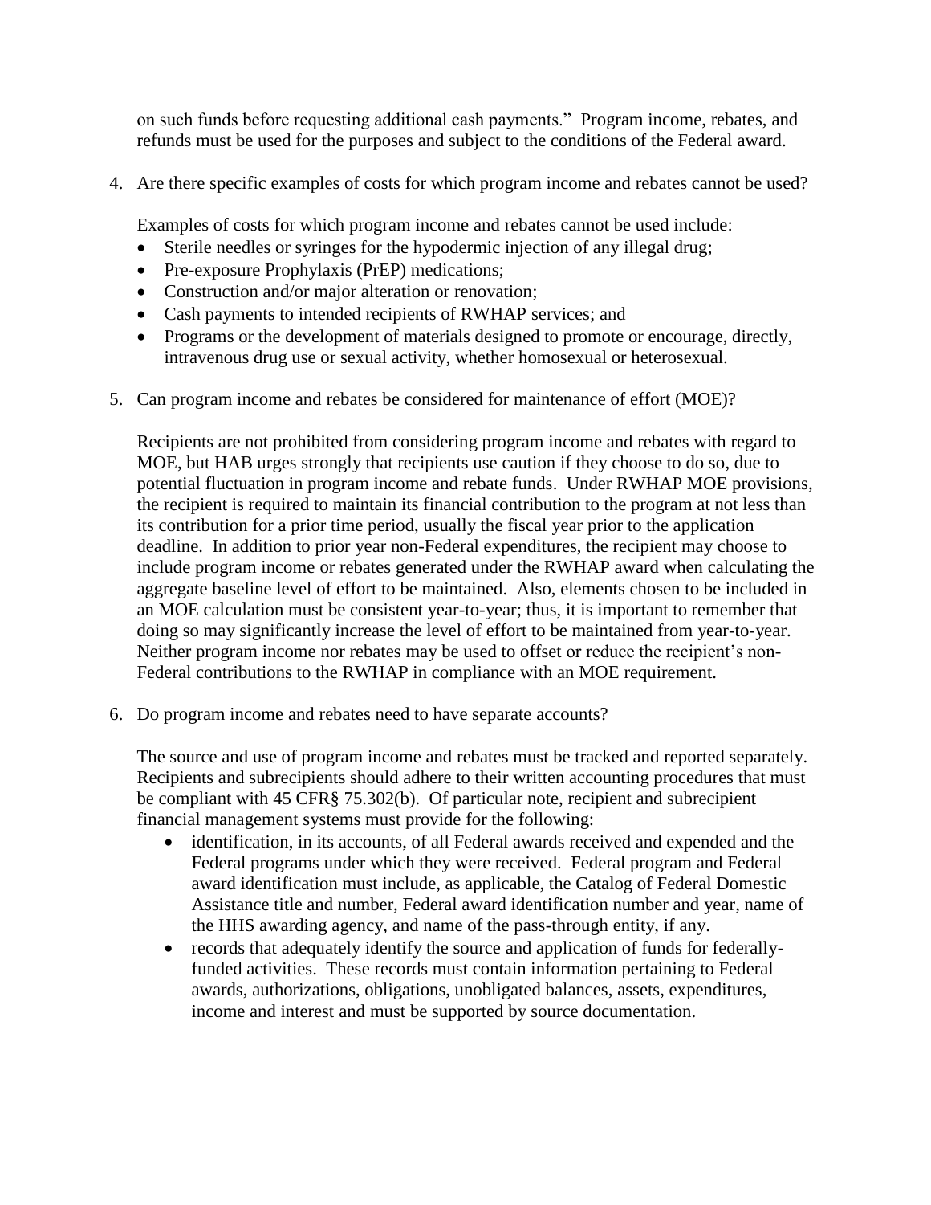on such funds before requesting additional cash payments." Program income, rebates, and refunds must be used for the purposes and subject to the conditions of the Federal award.

4. Are there specific examples of costs for which program income and rebates cannot be used?

   Examples of costs for which program income and rebates cannot be used include:

   - Sterile needles or syringes for the hypodermic injection of any illegal drug;
   - Pre-exposure Prophylaxis (PrEP) medications;
   - Construction and/or major alteration or renovation;
   - Cash payments to intended recipients of RWHAP services; and
   - Programs or the development of materials designed to promote or encourage, directly, intravenous drug use or sexual activity, whether homosexual or heterosexual.

5. Can program income and rebates be considered for maintenance of effort (MOE)?

   Recipients are not prohibited from considering program income and rebates with regard to MOE, but HAB urges strongly that recipients use caution if they choose to do so, due to potential fluctuation in program income and rebate funds. Under RWHAP MOE provisions, the recipient is required to maintain its financial contribution to the program at not less than its contribution for a prior time period, usually the fiscal year prior to the application deadline. In addition to prior year non-Federal expenditures, the recipient may choose to include program income or rebates generated under the RWHAP award when calculating the aggregate baseline level of effort to be maintained. Also, elements chosen to be included in an MOE calculation must be consistent year-to-year; thus, it is important to remember that doing so may significantly increase the level of effort to be maintained from year-to-year. Neither program income nor rebates may be used to offset or reduce the recipient's non-Federal contributions to the RWHAP in compliance with an MOE requirement.

6. Do program income and rebates need to have separate accounts?

   The source and use of program income and rebates must be tracked and reported separately. Recipients and subrecipients should adhere to their written accounting procedures that must be compliant with 45 CFR§ 75.302(b). Of particular note, recipient and subrecipient financial management systems must provide for the following:

   - identification, in its accounts, of all Federal awards received and expended and the Federal programs under which they were received. Federal program and Federal award identification must include, as applicable, the Catalog of Federal Domestic Assistance title and number, Federal award identification number and year, name of the HHS awarding agency, and name of the pass-through entity, if any.
   - records that adequately identify the source and application of funds for federally-funded activities. These records must contain information pertaining to Federal awards, authorizations, obligations, unobligated balances, assets, expenditures, income and interest and must be supported by source documentation.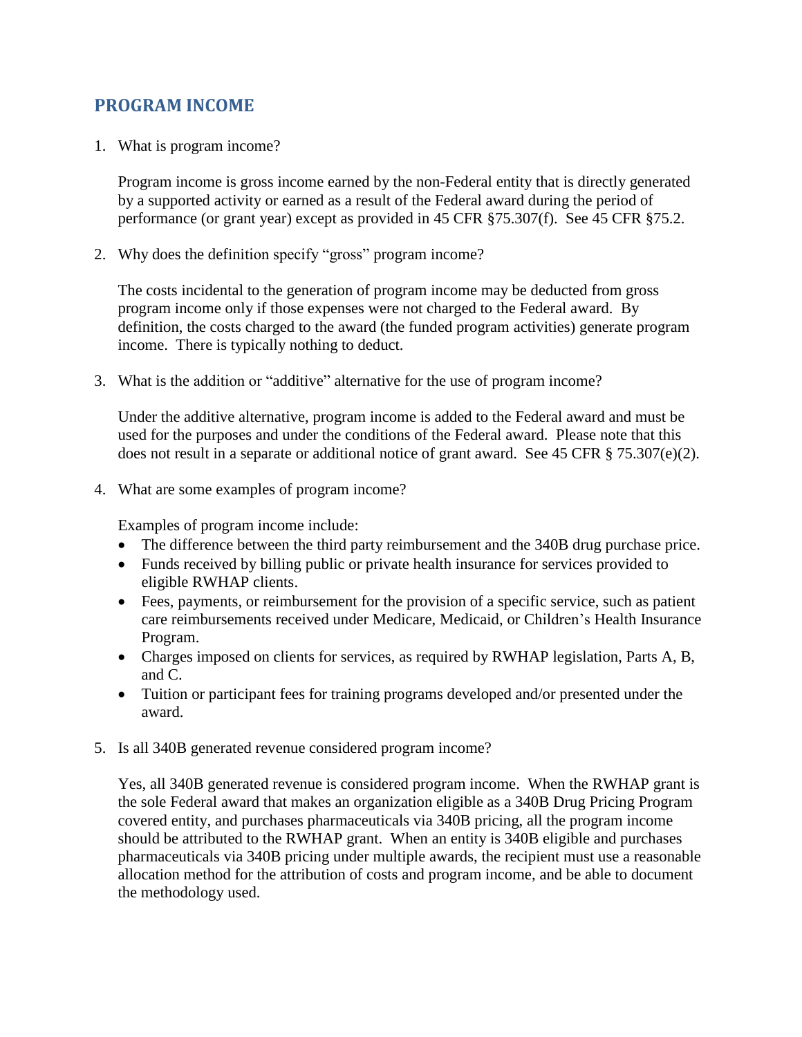## PROGRAM INCOME

1. What is program income?

   Program income is gross income earned by the non-Federal entity that is directly generated by a supported activity or earned as a result of the Federal award during the period of performance (or grant year) except as provided in 45 CFR §75.307(f). See 45 CFR §75.2.

2. Why does the definition specify "gross" program income?

   The costs incidental to the generation of program income may be deducted from gross program income only if those expenses were not charged to the Federal award. By definition, the costs charged to the award (the funded program activities) generate program income. There is typically nothing to deduct.

3. What is the addition or "additive" alternative for the use of program income?

   Under the additive alternative, program income is added to the Federal award and must be used for the purposes and under the conditions of the Federal award. Please note that this does not result in a separate or additional notice of grant award. See 45 CFR § 75.307(e)(2).

4. What are some examples of program income?

   Examples of program income include:
   - The difference between the third party reimbursement and the 340B drug purchase price.
   - Funds received by billing public or private health insurance for services provided to eligible RWHAP clients.
   - Fees, payments, or reimbursement for the provision of a specific service, such as patient care reimbursements received under Medicare, Medicaid, or Children's Health Insurance Program.
   - Charges imposed on clients for services, as required by RWHAP legislation, Parts A, B, and C.
   - Tuition or participant fees for training programs developed and/or presented under the award.

5. Is all 340B generated revenue considered program income?

   Yes, all 340B generated revenue is considered program income. When the RWHAP grant is the sole Federal award that makes an organization eligible as a 340B Drug Pricing Program covered entity, and purchases pharmaceuticals via 340B pricing, all the program income should be attributed to the RWHAP grant. When an entity is 340B eligible and purchases pharmaceuticals via 340B pricing under multiple awards, the recipient must use a reasonable allocation method for the attribution of costs and program income, and be able to document the methodology used.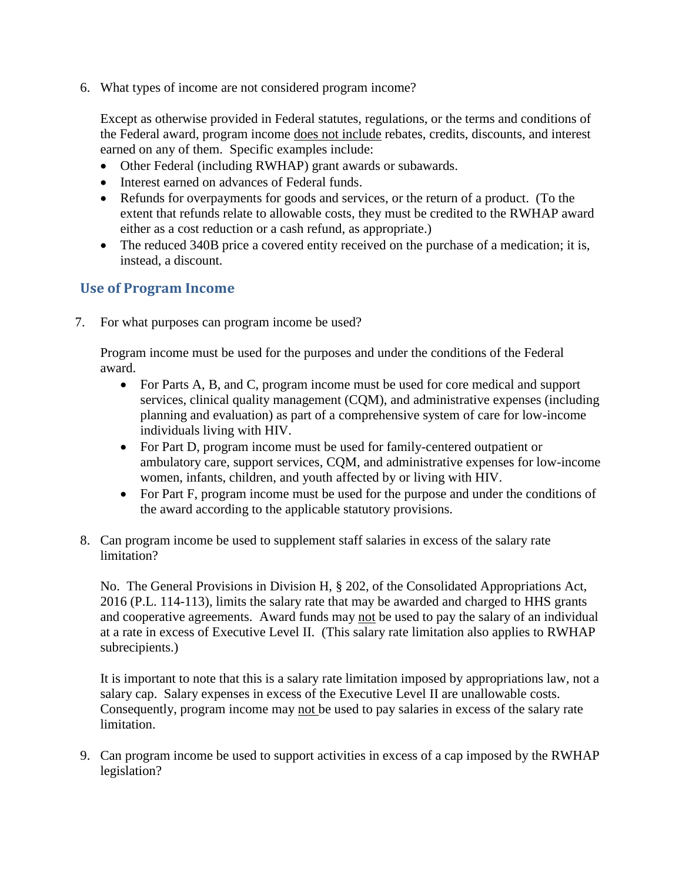6. What types of income are not considered program income?

   Except as otherwise provided in Federal statutes, regulations, or the terms and conditions of the Federal award, program income <u>does not include</u> rebates, credits, discounts, and interest earned on any of them. Specific examples include:

   - Other Federal (including RWHAP) grant awards or subawards.
   - Interest earned on advances of Federal funds.
   - Refunds for overpayments for goods and services, or the return of a product. (To the extent that refunds relate to allowable costs, they must be credited to the RWHAP award either as a cost reduction or a cash refund, as appropriate.)
   - The reduced 340B price a covered entity received on the purchase of a medication; it is, instead, a discount.

## Use of Program Income

7. For what purposes can program income be used?

   Program income must be used for the purposes and under the conditions of the Federal award.

   - For Parts A, B, and C, program income must be used for core medical and support services, clinical quality management (CQM), and administrative expenses (including planning and evaluation) as part of a comprehensive system of care for low-income individuals living with HIV.
   - For Part D, program income must be used for family-centered outpatient or ambulatory care, support services, CQM, and administrative expenses for low-income women, infants, children, and youth affected by or living with HIV.
   - For Part F, program income must be used for the purpose and under the conditions of the award according to the applicable statutory provisions.

8. Can program income be used to supplement staff salaries in excess of the salary rate limitation?

   No. The General Provisions in Division H, § 202, of the Consolidated Appropriations Act, 2016 (P.L. 114-113), limits the salary rate that may be awarded and charged to HHS grants and cooperative agreements. Award funds may <u>not</u> be used to pay the salary of an individual at a rate in excess of Executive Level II. (This salary rate limitation also applies to RWHAP subrecipients.)

   It is important to note that this is a salary rate limitation imposed by appropriations law, not a salary cap. Salary expenses in excess of the Executive Level II are unallowable costs. Consequently, program income may <u>not</u> be used to pay salaries in excess of the salary rate limitation.

9. Can program income be used to support activities in excess of a cap imposed by the RWHAP legislation?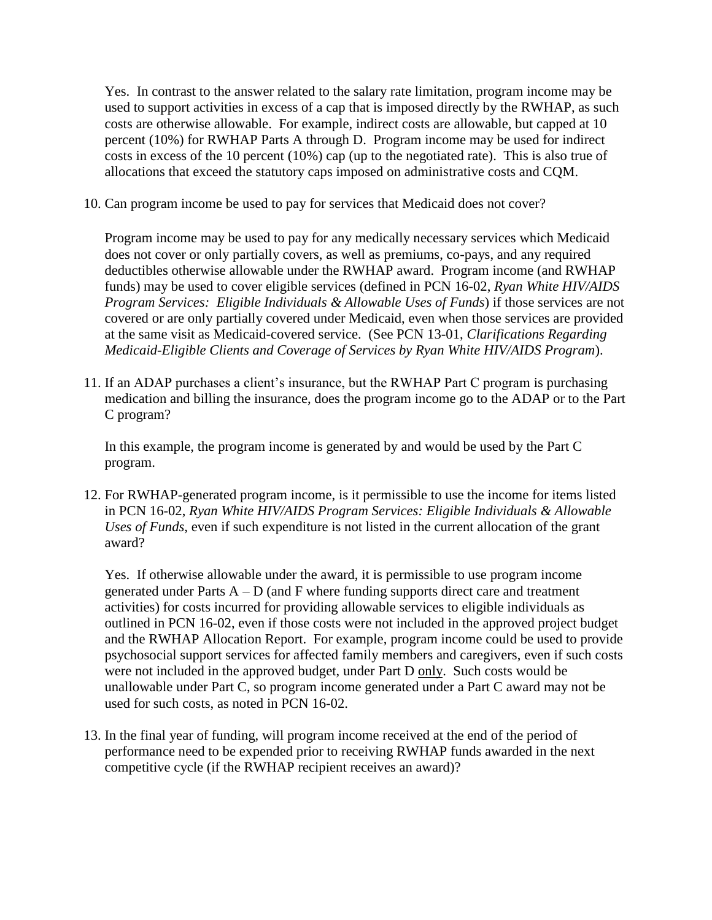Yes. In contrast to the answer related to the salary rate limitation, program income may be used to support activities in excess of a cap that is imposed directly by the RWHAP, as such costs are otherwise allowable. For example, indirect costs are allowable, but capped at 10 percent (10%) for RWHAP Parts A through D. Program income may be used for indirect costs in excess of the 10 percent (10%) cap (up to the negotiated rate). This is also true of allocations that exceed the statutory caps imposed on administrative costs and CQM.

10. Can program income be used to pay for services that Medicaid does not cover?

    Program income may be used to pay for any medically necessary services which Medicaid does not cover or only partially covers, as well as premiums, co-pays, and any required deductibles otherwise allowable under the RWHAP award. Program income (and RWHAP funds) may be used to cover eligible services (defined in PCN 16-02, *Ryan White HIV/AIDS Program Services: Eligible Individuals & Allowable Uses of Funds*) if those services are not covered or are only partially covered under Medicaid, even when those services are provided at the same visit as Medicaid-covered service. (See PCN 13-01, *Clarifications Regarding Medicaid-Eligible Clients and Coverage of Services by Ryan White HIV/AIDS Program*).

11. If an ADAP purchases a client's insurance, but the RWHAP Part C program is purchasing medication and billing the insurance, does the program income go to the ADAP or to the Part C program?

    In this example, the program income is generated by and would be used by the Part C program.

12. For RWHAP-generated program income, is it permissible to use the income for items listed in PCN 16-02, *Ryan White HIV/AIDS Program Services: Eligible Individuals & Allowable Uses of Funds*, even if such expenditure is not listed in the current allocation of the grant award?

    Yes. If otherwise allowable under the award, it is permissible to use program income generated under Parts A – D (and F where funding supports direct care and treatment activities) for costs incurred for providing allowable services to eligible individuals as outlined in PCN 16-02, even if those costs were not included in the approved project budget and the RWHAP Allocation Report. For example, program income could be used to provide psychosocial support services for affected family members and caregivers, even if such costs were not included in the approved budget, under Part D <u>only</u>. Such costs would be unallowable under Part C, so program income generated under a Part C award may not be used for such costs, as noted in PCN 16-02.

13. In the final year of funding, will program income received at the end of the period of performance need to be expended prior to receiving RWHAP funds awarded in the next competitive cycle (if the RWHAP recipient receives an award)?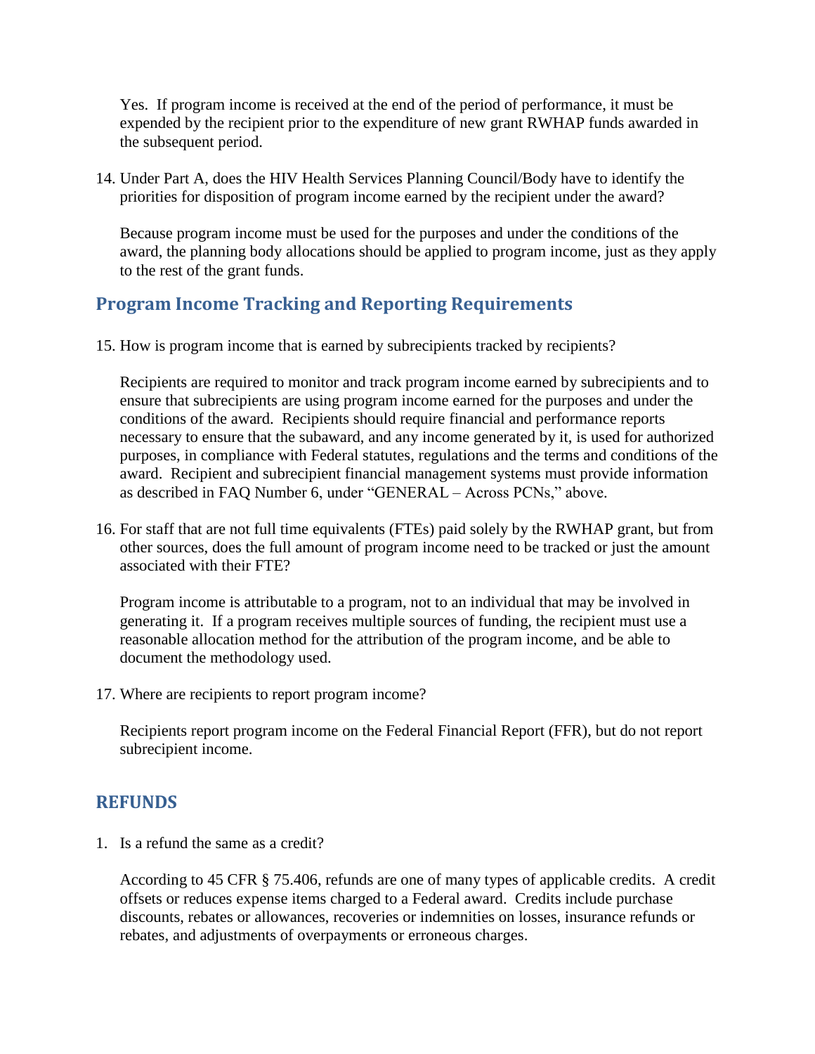Yes. If program income is received at the end of the period of performance, it must be expended by the recipient prior to the expenditure of new grant RWHAP funds awarded in the subsequent period.

14. Under Part A, does the HIV Health Services Planning Council/Body have to identify the priorities for disposition of program income earned by the recipient under the award?

    Because program income must be used for the purposes and under the conditions of the award, the planning body allocations should be applied to program income, just as they apply to the rest of the grant funds.

## Program Income Tracking and Reporting Requirements

15. How is program income that is earned by subrecipients tracked by recipients?

    Recipients are required to monitor and track program income earned by subrecipients and to ensure that subrecipients are using program income earned for the purposes and under the conditions of the award. Recipients should require financial and performance reports necessary to ensure that the subaward, and any income generated by it, is used for authorized purposes, in compliance with Federal statutes, regulations and the terms and conditions of the award. Recipient and subrecipient financial management systems must provide information as described in FAQ Number 6, under "GENERAL – Across PCNs," above.

16. For staff that are not full time equivalents (FTEs) paid solely by the RWHAP grant, but from other sources, does the full amount of program income need to be tracked or just the amount associated with their FTE?

    Program income is attributable to a program, not to an individual that may be involved in generating it. If a program receives multiple sources of funding, the recipient must use a reasonable allocation method for the attribution of the program income, and be able to document the methodology used.

17. Where are recipients to report program income?

    Recipients report program income on the Federal Financial Report (FFR), but do not report subrecipient income.

## REFUNDS

1. Is a refund the same as a credit?

   According to 45 CFR § 75.406, refunds are one of many types of applicable credits. A credit offsets or reduces expense items charged to a Federal award. Credits include purchase discounts, rebates or allowances, recoveries or indemnities on losses, insurance refunds or rebates, and adjustments of overpayments or erroneous charges.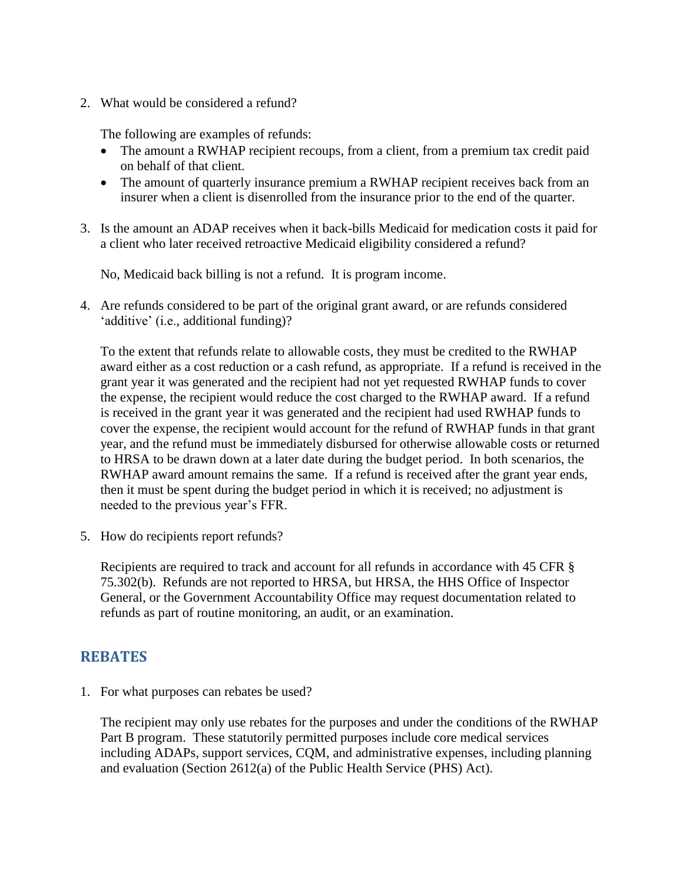2. What would be considered a refund?

   The following are examples of refunds:

   - The amount a RWHAP recipient recoups, from a client, from a premium tax credit paid on behalf of that client.
   - The amount of quarterly insurance premium a RWHAP recipient receives back from an insurer when a client is disenrolled from the insurance prior to the end of the quarter.

3. Is the amount an ADAP receives when it back-bills Medicaid for medication costs it paid for a client who later received retroactive Medicaid eligibility considered a refund?

   No, Medicaid back billing is not a refund. It is program income.

4. Are refunds considered to be part of the original grant award, or are refunds considered 'additive' (i.e., additional funding)?

   To the extent that refunds relate to allowable costs, they must be credited to the RWHAP award either as a cost reduction or a cash refund, as appropriate. If a refund is received in the grant year it was generated and the recipient had not yet requested RWHAP funds to cover the expense, the recipient would reduce the cost charged to the RWHAP award. If a refund is received in the grant year it was generated and the recipient had used RWHAP funds to cover the expense, the recipient would account for the refund of RWHAP funds in that grant year, and the refund must be immediately disbursed for otherwise allowable costs or returned to HRSA to be drawn down at a later date during the budget period. In both scenarios, the RWHAP award amount remains the same. If a refund is received after the grant year ends, then it must be spent during the budget period in which it is received; no adjustment is needed to the previous year's FFR.

5. How do recipients report refunds?

   Recipients are required to track and account for all refunds in accordance with 45 CFR § 75.302(b). Refunds are not reported to HRSA, but HRSA, the HHS Office of Inspector General, or the Government Accountability Office may request documentation related to refunds as part of routine monitoring, an audit, or an examination.

## REBATES

1. For what purposes can rebates be used?

   The recipient may only use rebates for the purposes and under the conditions of the RWHAP Part B program. These statutorily permitted purposes include core medical services including ADAPs, support services, CQM, and administrative expenses, including planning and evaluation (Section 2612(a) of the Public Health Service (PHS) Act).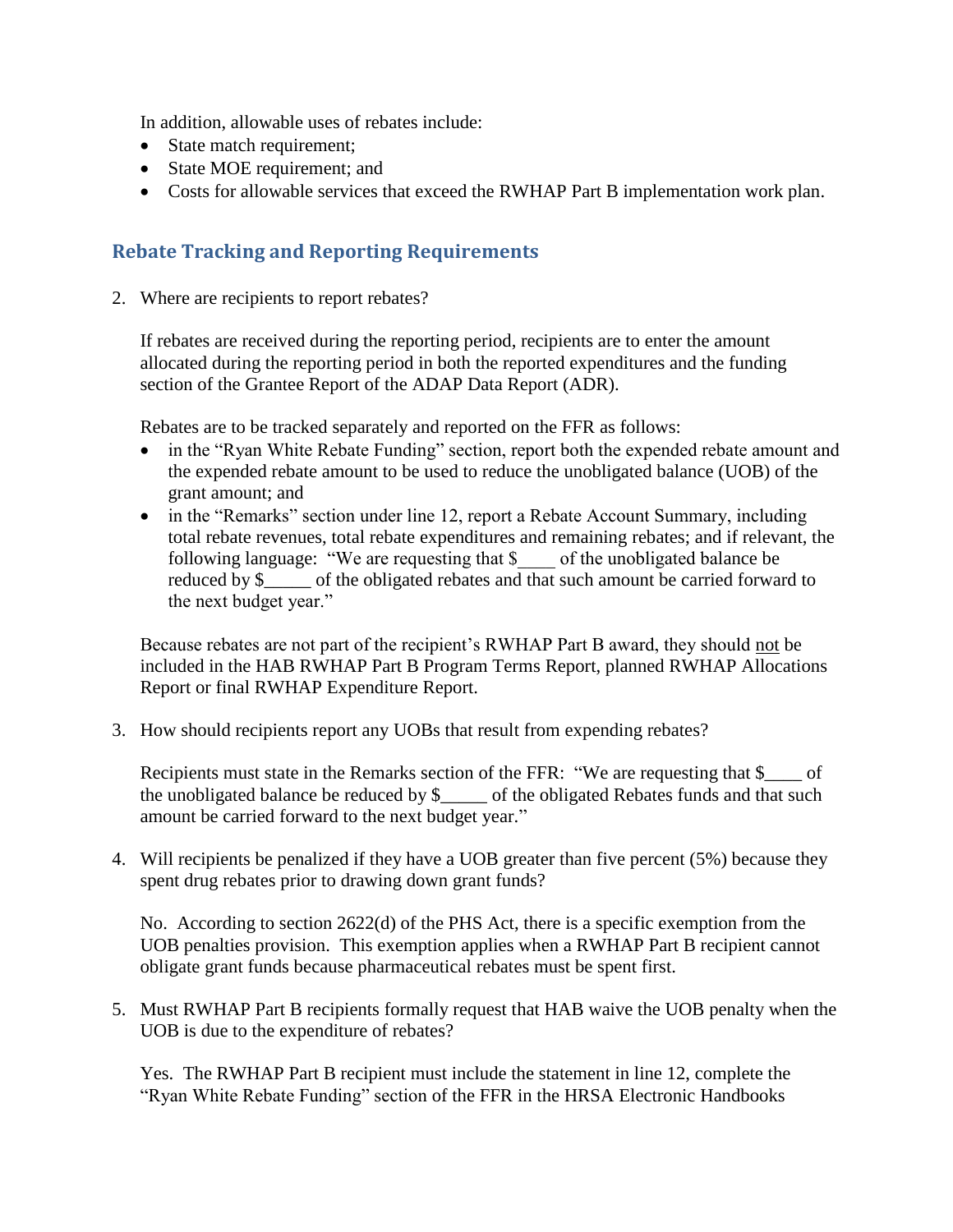In addition, allowable uses of rebates include:

- State match requirement;
- State MOE requirement; and
- Costs for allowable services that exceed the RWHAP Part B implementation work plan.

## Rebate Tracking and Reporting Requirements

2. Where are recipients to report rebates?

   If rebates are received during the reporting period, recipients are to enter the amount allocated during the reporting period in both the reported expenditures and the funding section of the Grantee Report of the ADAP Data Report (ADR).

   Rebates are to be tracked separately and reported on the FFR as follows:

   - in the "Ryan White Rebate Funding" section, report both the expended rebate amount and the expended rebate amount to be used to reduce the unobligated balance (UOB) of the grant amount; and
   - in the "Remarks" section under line 12, report a Rebate Account Summary, including total rebate revenues, total rebate expenditures and remaining rebates; and if relevant, the following language: "We are requesting that $____ of the unobligated balance be reduced by $_____ of the obligated rebates and that such amount be carried forward to the next budget year."

   Because rebates are not part of the recipient's RWHAP Part B award, they should <u>not</u> be included in the HAB RWHAP Part B Program Terms Report, planned RWHAP Allocations Report or final RWHAP Expenditure Report.

3. How should recipients report any UOBs that result from expending rebates?

   Recipients must state in the Remarks section of the FFR: "We are requesting that $____ of the unobligated balance be reduced by $_____ of the obligated Rebates funds and that such amount be carried forward to the next budget year."

4. Will recipients be penalized if they have a UOB greater than five percent (5%) because they spent drug rebates prior to drawing down grant funds?

   No. According to section 2622(d) of the PHS Act, there is a specific exemption from the UOB penalties provision. This exemption applies when a RWHAP Part B recipient cannot obligate grant funds because pharmaceutical rebates must be spent first.

5. Must RWHAP Part B recipients formally request that HAB waive the UOB penalty when the UOB is due to the expenditure of rebates?

   Yes. The RWHAP Part B recipient must include the statement in line 12, complete the "Ryan White Rebate Funding" section of the FFR in the HRSA Electronic Handbooks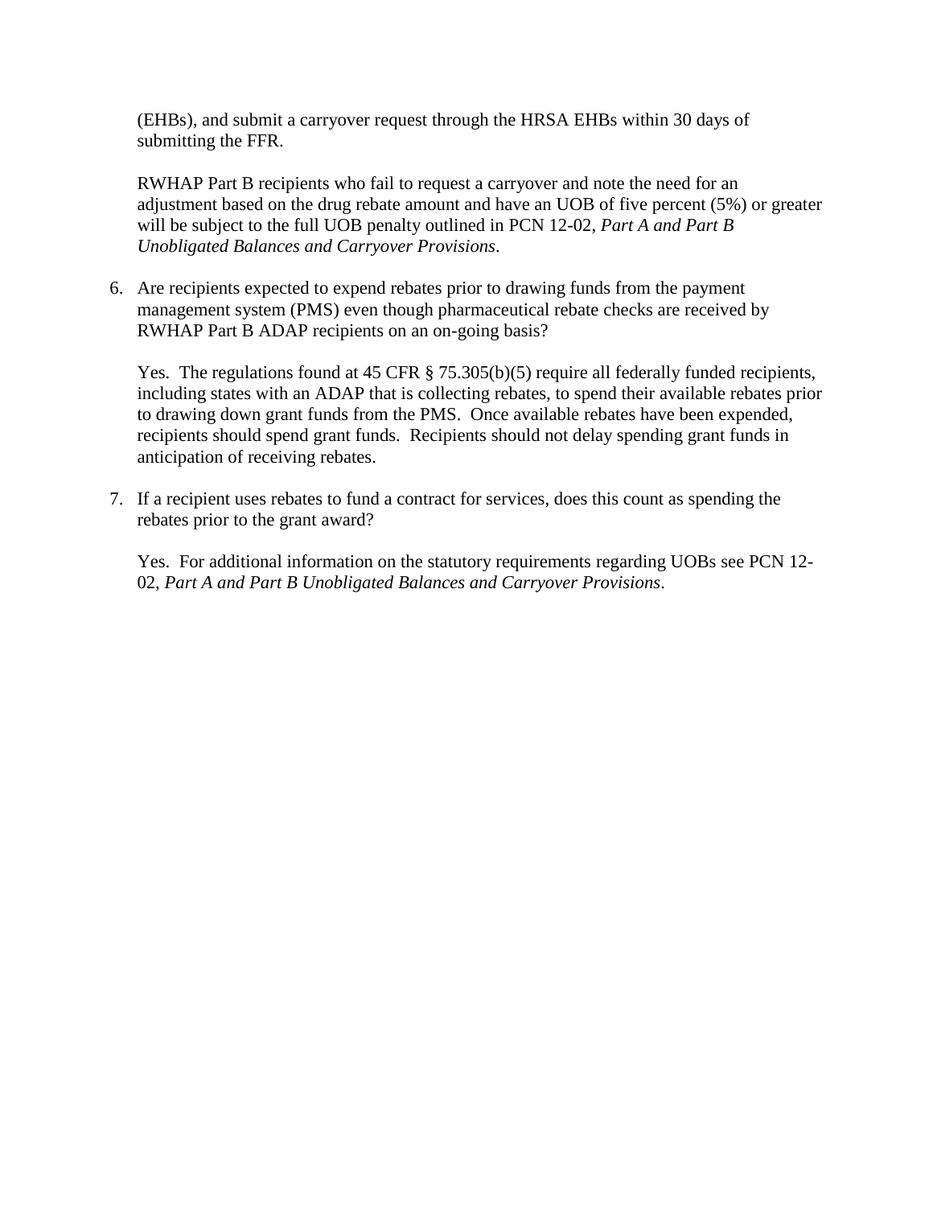(EHBs), and submit a carryover request through the HRSA EHBs within 30 days of submitting the FFR.

RWHAP Part B recipients who fail to request a carryover and note the need for an adjustment based on the drug rebate amount and have an UOB of five percent (5%) or greater will be subject to the full UOB penalty outlined in PCN 12-02, *Part A and Part B Unobligated Balances and Carryover Provisions*.

6. Are recipients expected to expend rebates prior to drawing funds from the payment management system (PMS) even though pharmaceutical rebate checks are received by RWHAP Part B ADAP recipients on an on-going basis?

   Yes. The regulations found at 45 CFR § 75.305(b)(5) require all federally funded recipients, including states with an ADAP that is collecting rebates, to spend their available rebates prior to drawing down grant funds from the PMS. Once available rebates have been expended, recipients should spend grant funds. Recipients should not delay spending grant funds in anticipation of receiving rebates.

7. If a recipient uses rebates to fund a contract for services, does this count as spending the rebates prior to the grant award?

   Yes. For additional information on the statutory requirements regarding UOBs see PCN 12-02, *Part A and Part B Unobligated Balances and Carryover Provisions*.